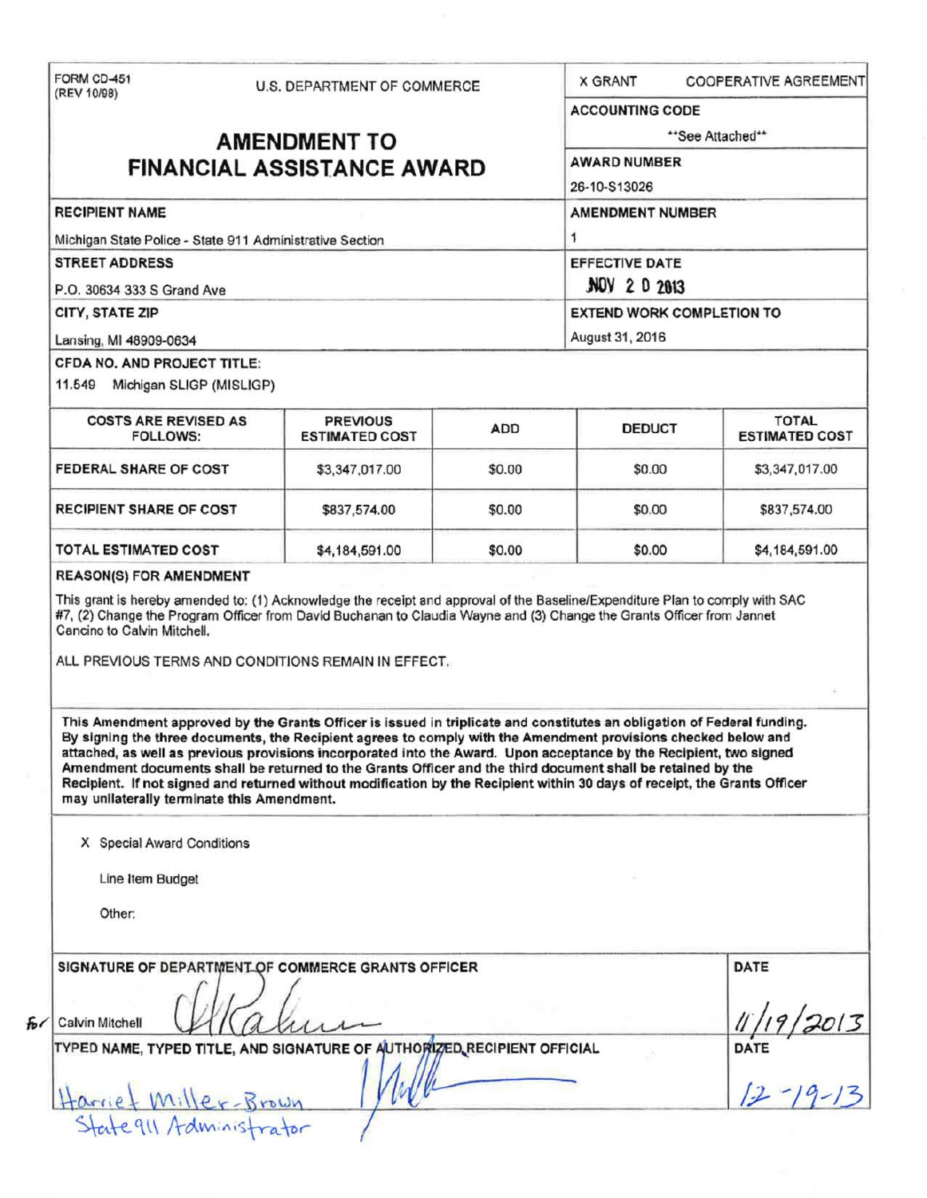FORM CD-451 (REV 10/98)

U.S. DEPARTMENT OF COMMERCE

# AMENDMENT TO FINANCIAL ASSISTANCE AWARD

X GRANT    COOPERATIVE AGREEMENT

**ACCOUNTING CODE**
**See Attached**

**AWARD NUMBER**
26-10-S13026

**RECIPIENT NAME**
Michigan State Police - State 911 Administrative Section

**AMENDMENT NUMBER**
1

**STREET ADDRESS**
P.O. 30634 333 S Grand Ave

**EFFECTIVE DATE**
NOV 20 2013

**CITY, STATE ZIP**
Lansing, MI 48909-0634

**EXTEND WORK COMPLETION TO**
August 31, 2016

**CFDA NO. AND PROJECT TITLE:**
11.549 Michigan SLIGP (MISLIGP)

| COSTS ARE REVISED AS FOLLOWS: | PREVIOUS ESTIMATED COST | ADD | DEDUCT | TOTAL ESTIMATED COST |
|---|---|---|---|---|
| FEDERAL SHARE OF COST | $3,347,017.00 | $0.00 | $0.00 | $3,347,017.00 |
| RECIPIENT SHARE OF COST | $837,574.00 | $0.00 | $0.00 | $837,574.00 |
| TOTAL ESTIMATED COST | $4,184,591.00 | $0.00 | $0.00 | $4,184,591.00 |

**REASON(S) FOR AMENDMENT**

This grant is hereby amended to: (1) Acknowledge the receipt and approval of the Baseline/Expenditure Plan to comply with SAC #7, (2) Change the Program Officer from David Buchanan to Claudia Wayne and (3) Change the Grants Officer from Jannet Cancino to Calvin Mitchell.

ALL PREVIOUS TERMS AND CONDITIONS REMAIN IN EFFECT.

**This Amendment approved by the Grants Officer is issued in triplicate and constitutes an obligation of Federal funding. By signing the three documents, the Recipient agrees to comply with the Amendment provisions checked below and attached, as well as previous provisions incorporated into the Award. Upon acceptance by the Recipient, two signed Amendment documents shall be returned to the Grants Officer and the third document shall be retained by the Recipient. If not signed and returned without modification by the Recipient within 30 days of receipt, the Grants Officer may unilaterally terminate this Amendment.**

X Special Award Conditions

Line Item Budget

Other:

**SIGNATURE OF DEPARTMENT OF COMMERCE GRANTS OFFICER**

for Calvin Mitchell

DATE: 11/19/2013

**TYPED NAME, TYPED TITLE, AND SIGNATURE OF AUTHORIZED RECIPIENT OFFICIAL**

Harriet Miller-Brown
State 911 Administrator

DATE: 12-19-13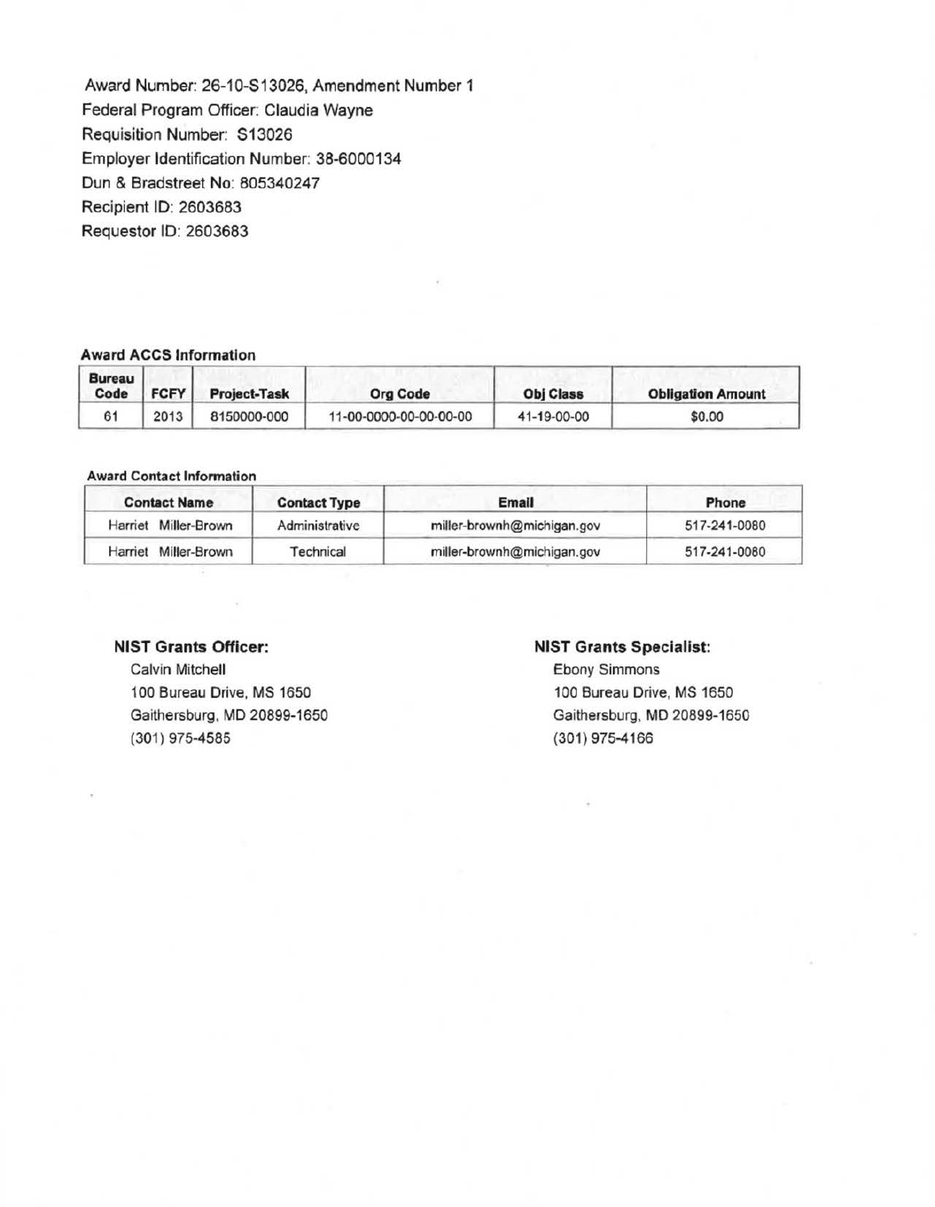Award Number: 26-10-S13026, Amendment Number 1
Federal Program Officer: Claudia Wayne
Requisition Number: S13026
Employer Identification Number: 38-6000134
Dun & Bradstreet No: 805340247
Recipient ID: 2603683
Requestor ID: 2603683

**Award ACCS Information**

| Bureau Code | FCFY | Project-Task | Org Code | Obj Class | Obligation Amount |
|---|---|---|---|---|---|
| 61 | 2013 | 8150000-000 | 11-00-0000-00-00-00-00 | 41-19-00-00 | $0.00 |

**Award Contact Information**

| Contact Name | Contact Type | Email | Phone |
|---|---|---|---|
| Harriet Miller-Brown | Administrative | miller-brownh@michigan.gov | 517-241-0080 |
| Harriet Miller-Brown | Technical | miller-brownh@michigan.gov | 517-241-0080 |

**NIST Grants Officer:**

Calvin Mitchell
100 Bureau Drive, MS 1650
Gaithersburg, MD 20899-1650
(301) 975-4585

**NIST Grants Specialist:**

Ebony Simmons
100 Bureau Drive, MS 1650
Gaithersburg, MD 20899-1650
(301) 975-4166